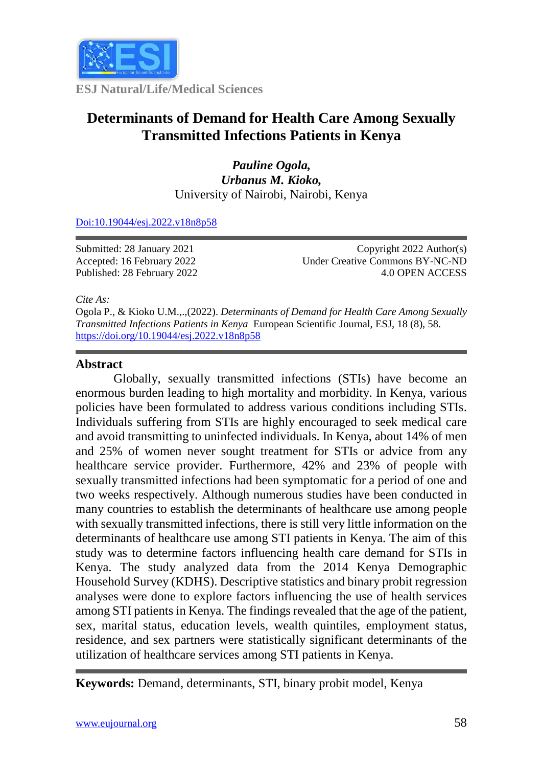ESJ Natural/Life/Medical Sciences

# Determinants of Demand for Health Care Among Sexually Transmitted Infections Patients in Kenya

***Pauline Ogola,***
***Urbanus M. Kioko,***
University of Nairobi, Nairobi, Kenya

[Doi:10.19044/esj.2022.v18n8p58](https://doi.org/10.19044/esj.2022.v18n8p58)

Submitted: 28 January 2021
Accepted: 16 February 2022
Published: 28 February 2022

Copyright 2022 Author(s)
Under Creative Commons BY-NC-ND
4.0 OPEN ACCESS

*Cite As:*
Ogola P., & Kioko U.M.,.,(2022). *Determinants of Demand for Health Care Among Sexually Transmitted Infections Patients in Kenya* European Scientific Journal, ESJ, 18 (8), 58. https://doi.org/10.19044/esj.2022.v18n8p58

## Abstract

Globally, sexually transmitted infections (STIs) have become an enormous burden leading to high mortality and morbidity. In Kenya, various policies have been formulated to address various conditions including STIs. Individuals suffering from STIs are highly encouraged to seek medical care and avoid transmitting to uninfected individuals. In Kenya, about 14% of men and 25% of women never sought treatment for STIs or advice from any healthcare service provider. Furthermore, 42% and 23% of people with sexually transmitted infections had been symptomatic for a period of one and two weeks respectively. Although numerous studies have been conducted in many countries to establish the determinants of healthcare use among people with sexually transmitted infections, there is still very little information on the determinants of healthcare use among STI patients in Kenya. The aim of this study was to determine factors influencing health care demand for STIs in Kenya. The study analyzed data from the 2014 Kenya Demographic Household Survey (KDHS). Descriptive statistics and binary probit regression analyses were done to explore factors influencing the use of health services among STI patients in Kenya. The findings revealed that the age of the patient, sex, marital status, education levels, wealth quintiles, employment status, residence, and sex partners were statistically significant determinants of the utilization of healthcare services among STI patients in Kenya.

**Keywords:** Demand, determinants, STI, binary probit model, Kenya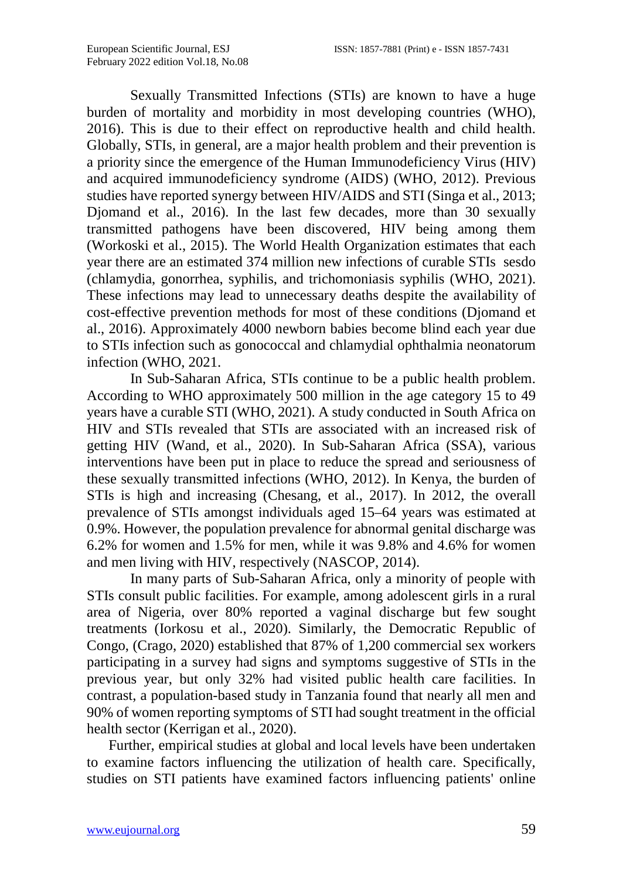Sexually Transmitted Infections (STIs) are known to have a huge burden of mortality and morbidity in most developing countries (WHO), 2016). This is due to their effect on reproductive health and child health. Globally, STIs, in general, are a major health problem and their prevention is a priority since the emergence of the Human Immunodeficiency Virus (HIV) and acquired immunodeficiency syndrome (AIDS) (WHO, 2012). Previous studies have reported synergy between HIV/AIDS and STI (Singa et al., 2013; Djomand et al., 2016). In the last few decades, more than 30 sexually transmitted pathogens have been discovered, HIV being among them (Workoski et al., 2015). The World Health Organization estimates that each year there are an estimated 374 million new infections of curable STIs sesdo (chlamydia, gonorrhea, syphilis, and trichomoniasis syphilis (WHO, 2021). These infections may lead to unnecessary deaths despite the availability of cost-effective prevention methods for most of these conditions (Djomand et al., 2016). Approximately 4000 newborn babies become blind each year due to STIs infection such as gonococcal and chlamydial ophthalmia neonatorum infection (WHO, 2021.

In Sub-Saharan Africa, STIs continue to be a public health problem. According to WHO approximately 500 million in the age category 15 to 49 years have a curable STI (WHO, 2021). A study conducted in South Africa on HIV and STIs revealed that STIs are associated with an increased risk of getting HIV (Wand, et al., 2020). In Sub-Saharan Africa (SSA), various interventions have been put in place to reduce the spread and seriousness of these sexually transmitted infections (WHO, 2012). In Kenya, the burden of STIs is high and increasing (Chesang, et al., 2017). In 2012, the overall prevalence of STIs amongst individuals aged 15–64 years was estimated at 0.9%. However, the population prevalence for abnormal genital discharge was 6.2% for women and 1.5% for men, while it was 9.8% and 4.6% for women and men living with HIV, respectively (NASCOP, 2014).

In many parts of Sub-Saharan Africa, only a minority of people with STIs consult public facilities. For example, among adolescent girls in a rural area of Nigeria, over 80% reported a vaginal discharge but few sought treatments (Iorkosu et al., 2020). Similarly, the Democratic Republic of Congo, (Crago, 2020) established that 87% of 1,200 commercial sex workers participating in a survey had signs and symptoms suggestive of STIs in the previous year, but only 32% had visited public health care facilities. In contrast, a population-based study in Tanzania found that nearly all men and 90% of women reporting symptoms of STI had sought treatment in the official health sector (Kerrigan et al., 2020).

Further, empirical studies at global and local levels have been undertaken to examine factors influencing the utilization of health care. Specifically, studies on STI patients have examined factors influencing patients' online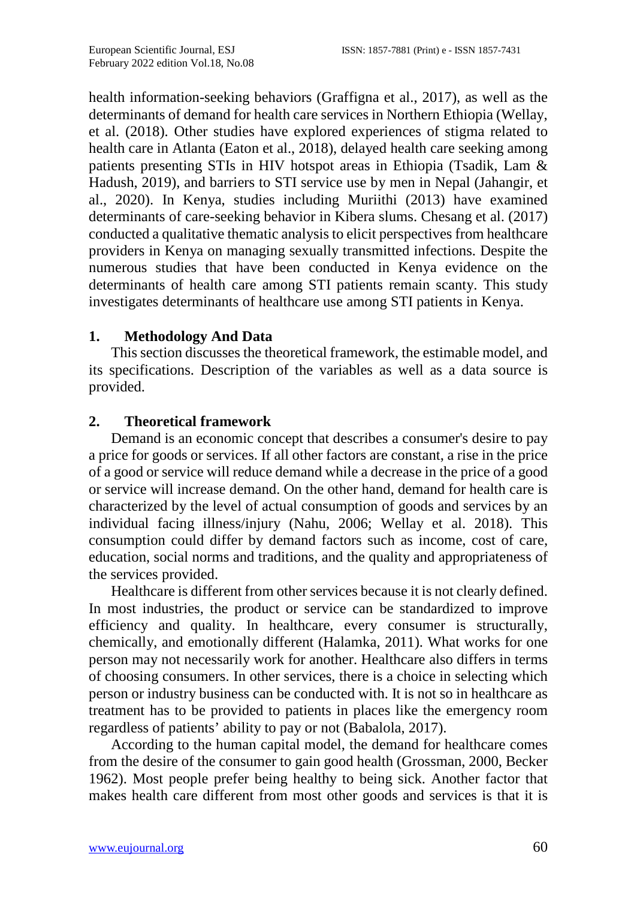health information-seeking behaviors (Graffigna et al., 2017), as well as the determinants of demand for health care services in Northern Ethiopia (Wellay, et al. (2018). Other studies have explored experiences of stigma related to health care in Atlanta (Eaton et al., 2018), delayed health care seeking among patients presenting STIs in HIV hotspot areas in Ethiopia (Tsadik, Lam & Hadush, 2019), and barriers to STI service use by men in Nepal (Jahangir, et al., 2020). In Kenya, studies including Muriithi (2013) have examined determinants of care-seeking behavior in Kibera slums. Chesang et al. (2017) conducted a qualitative thematic analysis to elicit perspectives from healthcare providers in Kenya on managing sexually transmitted infections. Despite the numerous studies that have been conducted in Kenya evidence on the determinants of health care among STI patients remain scanty. This study investigates determinants of healthcare use among STI patients in Kenya.

## 1. Methodology And Data

This section discusses the theoretical framework, the estimable model, and its specifications. Description of the variables as well as a data source is provided.

## 2. Theoretical framework

Demand is an economic concept that describes a consumer's desire to pay a price for goods or services. If all other factors are constant, a rise in the price of a good or service will reduce demand while a decrease in the price of a good or service will increase demand. On the other hand, demand for health care is characterized by the level of actual consumption of goods and services by an individual facing illness/injury (Nahu, 2006; Wellay et al. 2018). This consumption could differ by demand factors such as income, cost of care, education, social norms and traditions, and the quality and appropriateness of the services provided.

Healthcare is different from other services because it is not clearly defined. In most industries, the product or service can be standardized to improve efficiency and quality. In healthcare, every consumer is structurally, chemically, and emotionally different (Halamka, 2011). What works for one person may not necessarily work for another. Healthcare also differs in terms of choosing consumers. In other services, there is a choice in selecting which person or industry business can be conducted with. It is not so in healthcare as treatment has to be provided to patients in places like the emergency room regardless of patients' ability to pay or not (Babalola, 2017).

According to the human capital model, the demand for healthcare comes from the desire of the consumer to gain good health (Grossman, 2000, Becker 1962). Most people prefer being healthy to being sick. Another factor that makes health care different from most other goods and services is that it is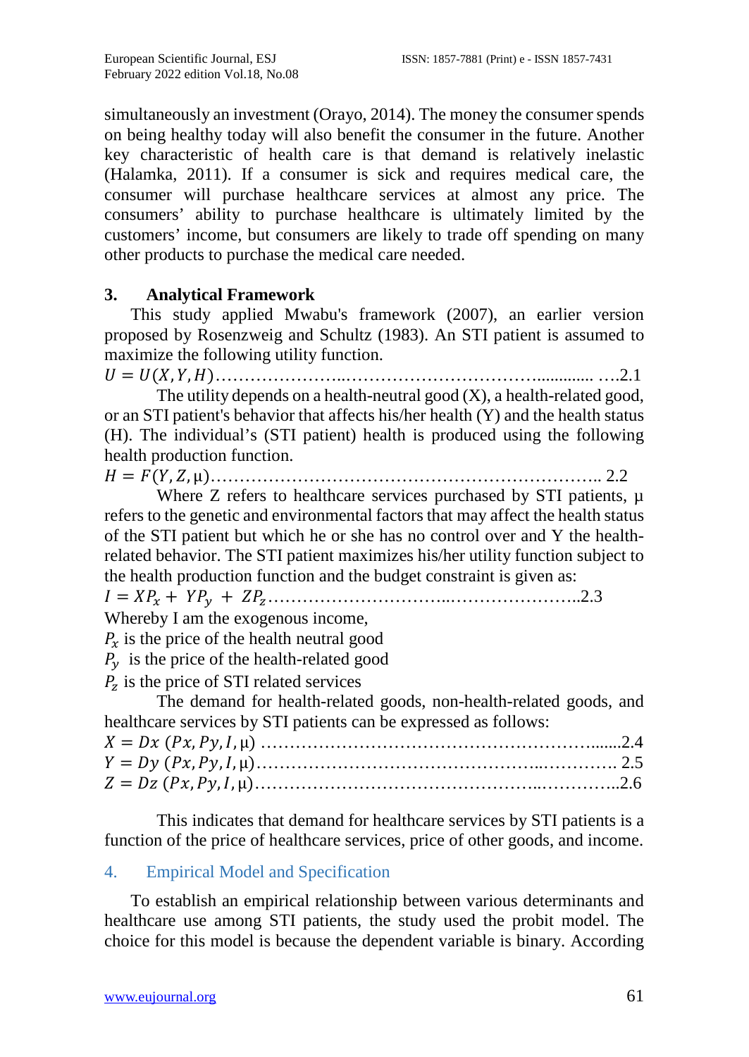simultaneously an investment (Orayo, 2014). The money the consumer spends on being healthy today will also benefit the consumer in the future. Another key characteristic of health care is that demand is relatively inelastic (Halamka, 2011). If a consumer is sick and requires medical care, the consumer will purchase healthcare services at almost any price. The consumers' ability to purchase healthcare is ultimately limited by the customers' income, but consumers are likely to trade off spending on many other products to purchase the medical care needed.

## 3. Analytical Framework

This study applied Mwabu's framework (2007), an earlier version proposed by Rosenzweig and Schultz (1983). An STI patient is assumed to maximize the following utility function.

$$U = U(X, Y, H) \quad \text{....2.1}$$

The utility depends on a health-neutral good (X), a health-related good, or an STI patient's behavior that affects his/her health (Y) and the health status (H). The individual's (STI patient) health is produced using the following health production function.

$$H = F(Y, Z, \mu) \quad \text{.. 2.2}$$

Where Z refers to healthcare services purchased by STI patients, µ refers to the genetic and environmental factors that may affect the health status of the STI patient but which he or she has no control over and Y the health-related behavior. The STI patient maximizes his/her utility function subject to the health production function and the budget constraint is given as:

$$I = XP_x + YP_y + ZP_z \quad \text{..2.3}$$

Whereby I am the exogenous income,

$P_x$ is the price of the health neutral good

$P_y$ is the price of the health-related good

$P_z$ is the price of STI related services

The demand for health-related goods, non-health-related goods, and healthcare services by STI patients can be expressed as follows:

$$X = Dx\ (Px, Py, I, \mu) \quad \text{.......2.4}$$

$$Y = Dy\ (Px, Py, I, \mu) \quad \text{. 2.5}$$

$$Z = Dz\ (Px, Py, I, \mu) \quad \text{..2.6}$$

This indicates that demand for healthcare services by STI patients is a function of the price of healthcare services, price of other goods, and income.

## 4. Empirical Model and Specification

To establish an empirical relationship between various determinants and healthcare use among STI patients, the study used the probit model. The choice for this model is because the dependent variable is binary. According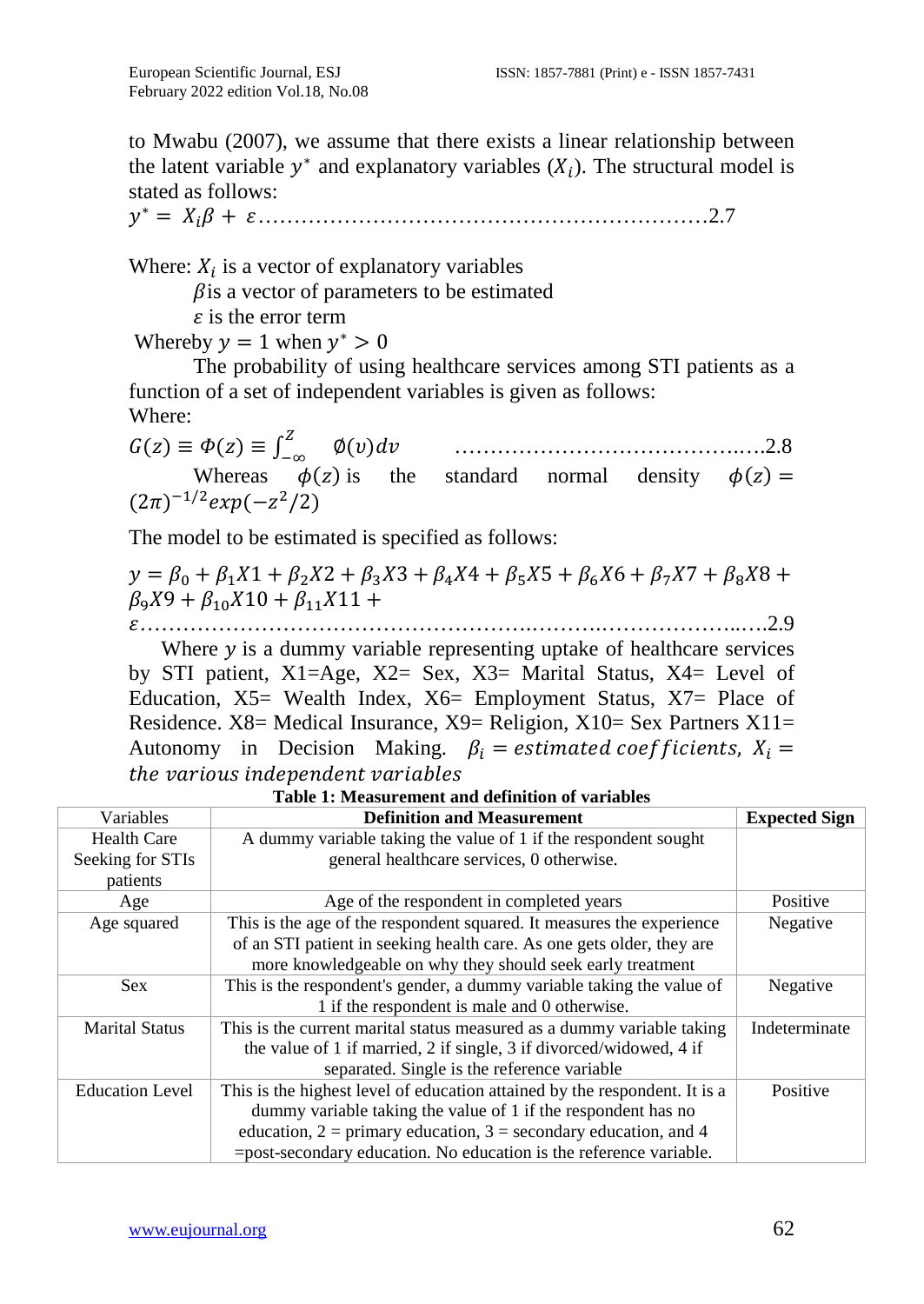to Mwabu (2007), we assume that there exists a linear relationship between the latent variable $y^*$ and explanatory variables $(X_i)$. The structural model is stated as follows:

$$y^* = X_i\beta + \varepsilon \qquad \text{2.7}$$

Where: $X_i$ is a vector of explanatory variables

$\beta$ is a vector of parameters to be estimated

$\varepsilon$ is the error term

Whereby $y = 1$ when $y^* > 0$

The probability of using healthcare services among STI patients as a function of a set of independent variables is given as follows:

Where:

$$G(z) \equiv \Phi(z) \equiv \int_{-\infty}^{z} \phi(v)dv \qquad \text{2.8}$$

Whereas $\phi(z)$ is the standard normal density $\phi(z) = (2\pi)^{-1/2}exp(-z^2/2)$

The model to be estimated is specified as follows:

$$y = \beta_0 + \beta_1 X1 + \beta_2 X2 + \beta_3 X3 + \beta_4 X4 + \beta_5 X5 + \beta_6 X6 + \beta_7 X7 + \beta_8 X8 + \beta_9 X9 + \beta_{10} X10 + \beta_{11} X11 + \varepsilon \qquad \text{2.9}$$

Where $y$ is a dummy variable representing uptake of healthcare services by STI patient, X1=Age, X2= Sex, X3= Marital Status, X4= Level of Education, X5= Wealth Index, X6= Employment Status, X7= Place of Residence. X8= Medical Insurance, X9= Religion, X10= Sex Partners X11= Autonomy in Decision Making. $\beta_i = estimated\ coefficients,\ X_i = the\ various\ independent\ variables$

**Table 1: Measurement and definition of variables**

| Variables | **Definition and Measurement** | **Expected Sign** |
|---|---|---|
| Health Care Seeking for STIs patients | A dummy variable taking the value of 1 if the respondent sought general healthcare services, 0 otherwise. | |
| Age | Age of the respondent in completed years | Positive |
| Age squared | This is the age of the respondent squared. It measures the experience of an STI patient in seeking health care. As one gets older, they are more knowledgeable on why they should seek early treatment | Negative |
| Sex | This is the respondent's gender, a dummy variable taking the value of 1 if the respondent is male and 0 otherwise. | Negative |
| Marital Status | This is the current marital status measured as a dummy variable taking the value of 1 if married, 2 if single, 3 if divorced/widowed, 4 if separated. Single is the reference variable | Indeterminate |
| Education Level | This is the highest level of education attained by the respondent. It is a dummy variable taking the value of 1 if the respondent has no education, 2 = primary education, 3 = secondary education, and 4 =post-secondary education. No education is the reference variable. | Positive |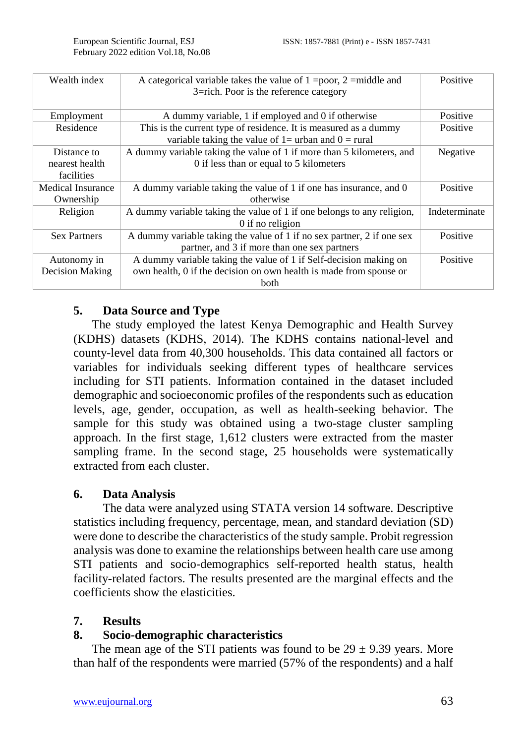| Wealth index | A categorical variable takes the value of 1 =poor, 2 =middle and 3=rich. Poor is the reference category | Positive |
|---|---|---|
| Employment | A dummy variable, 1 if employed and 0 if otherwise | Positive |
| Residence | This is the current type of residence. It is measured as a dummy variable taking the value of 1= urban and 0 = rural | Positive |
| Distance to nearest health facilities | A dummy variable taking the value of 1 if more than 5 kilometers, and 0 if less than or equal to 5 kilometers | Negative |
| Medical Insurance Ownership | A dummy variable taking the value of 1 if one has insurance, and 0 otherwise | Positive |
| Religion | A dummy variable taking the value of 1 if one belongs to any religion, 0 if no religion | Indeterminate |
| Sex Partners | A dummy variable taking the value of 1 if no sex partner, 2 if one sex partner, and 3 if more than one sex partners | Positive |
| Autonomy in Decision Making | A dummy variable taking the value of 1 if Self-decision making on own health, 0 if the decision on own health is made from spouse or both | Positive |

## 5. Data Source and Type

The study employed the latest Kenya Demographic and Health Survey (KDHS) datasets (KDHS, 2014). The KDHS contains national-level and county-level data from 40,300 households. This data contained all factors or variables for individuals seeking different types of healthcare services including for STI patients. Information contained in the dataset included demographic and socioeconomic profiles of the respondents such as education levels, age, gender, occupation, as well as health-seeking behavior. The sample for this study was obtained using a two-stage cluster sampling approach. In the first stage, 1,612 clusters were extracted from the master sampling frame. In the second stage, 25 households were systematically extracted from each cluster.

## 6. Data Analysis

The data were analyzed using STATA version 14 software. Descriptive statistics including frequency, percentage, mean, and standard deviation (SD) were done to describe the characteristics of the study sample. Probit regression analysis was done to examine the relationships between health care use among STI patients and socio-demographics self-reported health status, health facility-related factors. The results presented are the marginal effects and the coefficients show the elasticities.

## 7. Results

## 8. Socio-demographic characteristics

The mean age of the STI patients was found to be $29 \pm 9.39$ years. More than half of the respondents were married (57% of the respondents) and a half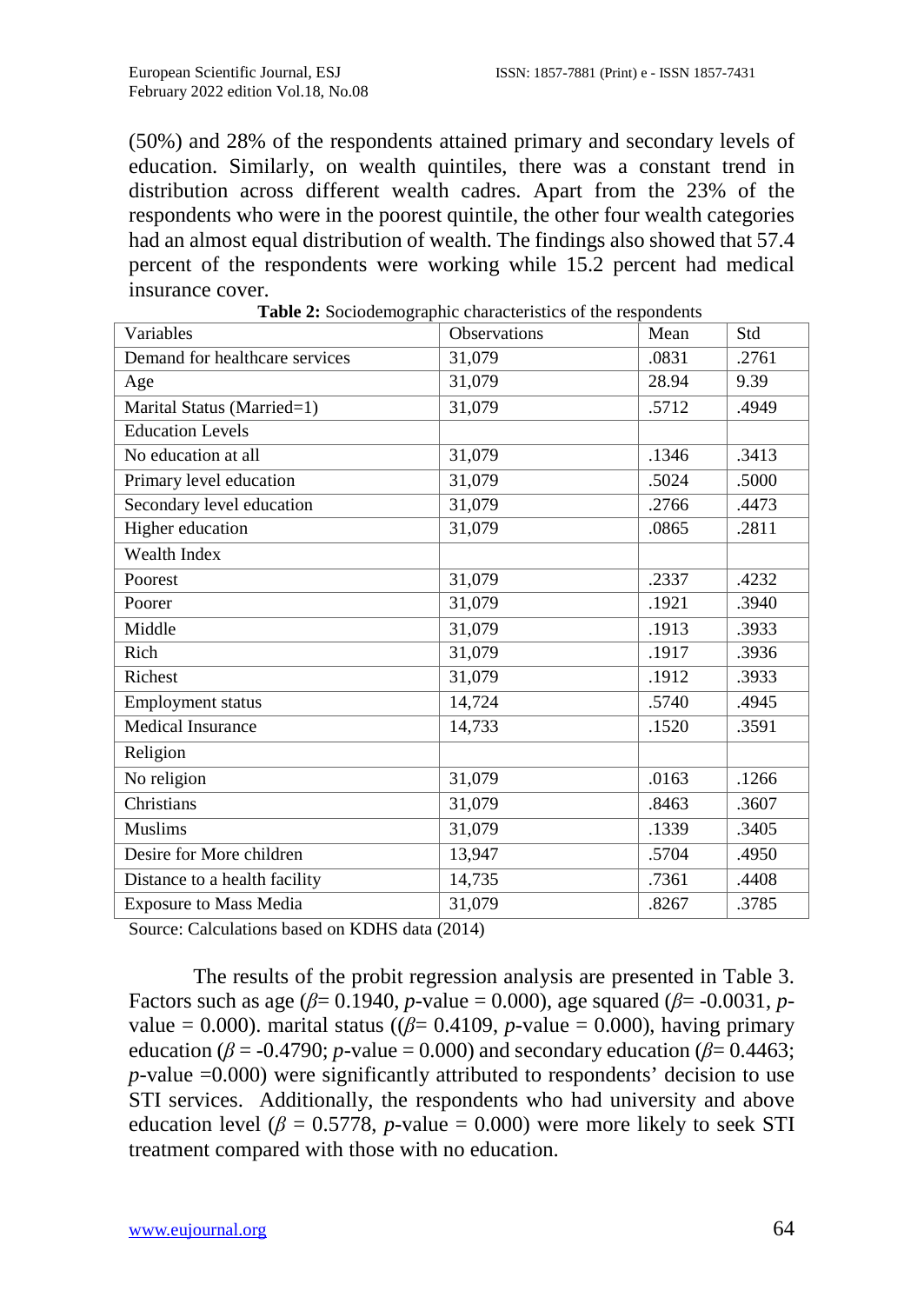(50%) and 28% of the respondents attained primary and secondary levels of education. Similarly, on wealth quintiles, there was a constant trend in distribution across different wealth cadres. Apart from the 23% of the respondents who were in the poorest quintile, the other four wealth categories had an almost equal distribution of wealth. The findings also showed that 57.4 percent of the respondents were working while 15.2 percent had medical insurance cover.

**Table 2:** Sociodemographic characteristics of the respondents

| Variables | Observations | Mean | Std |
|---|---|---|---|
| Demand for healthcare services | 31,079 | .0831 | .2761 |
| Age | 31,079 | 28.94 | 9.39 |
| Marital Status (Married=1) | 31,079 | .5712 | .4949 |
| Education Levels | | | |
| No education at all | 31,079 | .1346 | .3413 |
| Primary level education | 31,079 | .5024 | .5000 |
| Secondary level education | 31,079 | .2766 | .4473 |
| Higher education | 31,079 | .0865 | .2811 |
| Wealth Index | | | |
| Poorest | 31,079 | .2337 | .4232 |
| Poorer | 31,079 | .1921 | .3940 |
| Middle | 31,079 | .1913 | .3933 |
| Rich | 31,079 | .1917 | .3936 |
| Richest | 31,079 | .1912 | .3933 |
| Employment status | 14,724 | .5740 | .4945 |
| Medical Insurance | 14,733 | .1520 | .3591 |
| Religion | | | |
| No religion | 31,079 | .0163 | .1266 |
| Christians | 31,079 | .8463 | .3607 |
| Muslims | 31,079 | .1339 | .3405 |
| Desire for More children | 13,947 | .5704 | .4950 |
| Distance to a health facility | 14,735 | .7361 | .4408 |
| Exposure to Mass Media | 31,079 | .8267 | .3785 |

Source: Calculations based on KDHS data (2014)

The results of the probit regression analysis are presented in Table 3. Factors such as age ($\beta$= 0.1940, *p*-value = 0.000), age squared ($\beta$= -0.0031, *p*-value = 0.000). marital status (($\beta$= 0.4109, *p*-value = 0.000), having primary education ($\beta$ = -0.4790; *p*-value = 0.000) and secondary education ($\beta$= 0.4463; *p*-value =0.000) were significantly attributed to respondents' decision to use STI services. Additionally, the respondents who had university and above education level ($\beta$ = 0.5778, *p*-value = 0.000) were more likely to seek STI treatment compared with those with no education.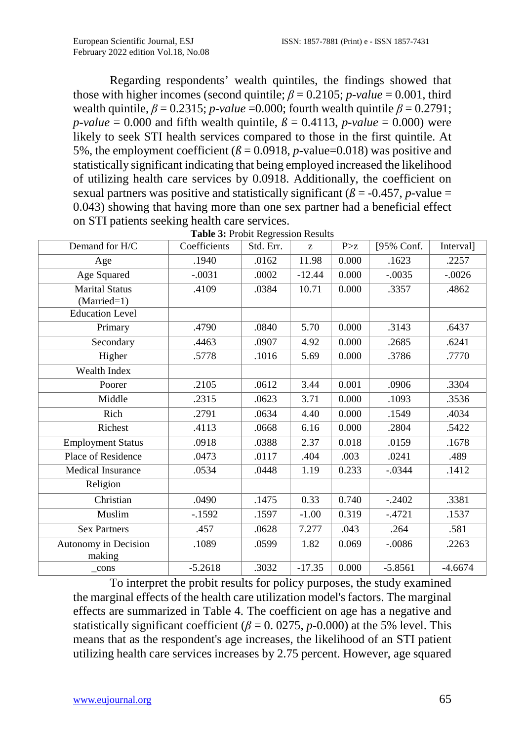Regarding respondents' wealth quintiles, the findings showed that those with higher incomes (second quintile; $\beta = 0.2105$; *p-value* = 0.001, third wealth quintile, $\beta = 0.2315$; *p-value* =0.000; fourth wealth quintile $\beta = 0.2791$; *p-value* = 0.000 and fifth wealth quintile, $\beta = 0.4113$, *p-value* = 0.000) were likely to seek STI health services compared to those in the first quintile. At 5%, the employment coefficient ($\beta = 0.0918$, *p*-value=0.018) was positive and statistically significant indicating that being employed increased the likelihood of utilizing health care services by 0.0918. Additionally, the coefficient on sexual partners was positive and statistically significant ($\beta = -0.457$, *p*-value = 0.043) showing that having more than one sex partner had a beneficial effect on STI patients seeking health care services.

**Table 3:** Probit Regression Results

| Demand for H/C | Coefficients | Std. Err. | z | P>z | [95% Conf. | Interval] |
|---|---|---|---|---|---|---|
| Age | .1940 | .0162 | 11.98 | 0.000 | .1623 | .2257 |
| Age Squared | -.0031 | .0002 | -12.44 | 0.000 | -.0035 | -.0026 |
| Marital Status (Married=1) | .4109 | .0384 | 10.71 | 0.000 | .3357 | .4862 |
| Education Level | | | | | | |
| Primary | .4790 | .0840 | 5.70 | 0.000 | .3143 | .6437 |
| Secondary | .4463 | .0907 | 4.92 | 0.000 | .2685 | .6241 |
| Higher | .5778 | .1016 | 5.69 | 0.000 | .3786 | .7770 |
| Wealth Index | | | | | | |
| Poorer | .2105 | .0612 | 3.44 | 0.001 | .0906 | .3304 |
| Middle | .2315 | .0623 | 3.71 | 0.000 | .1093 | .3536 |
| Rich | .2791 | .0634 | 4.40 | 0.000 | .1549 | .4034 |
| Richest | .4113 | .0668 | 6.16 | 0.000 | .2804 | .5422 |
| Employment Status | .0918 | .0388 | 2.37 | 0.018 | .0159 | .1678 |
| Place of Residence | .0473 | .0117 | .404 | .003 | .0241 | .489 |
| Medical Insurance | .0534 | .0448 | 1.19 | 0.233 | -.0344 | .1412 |
| Religion | | | | | | |
| Christian | .0490 | .1475 | 0.33 | 0.740 | -.2402 | .3381 |
| Muslim | -.1592 | .1597 | -1.00 | 0.319 | -.4721 | .1537 |
| Sex Partners | .457 | .0628 | 7.277 | .043 | .264 | .581 |
| Autonomy in Decision making | .1089 | .0599 | 1.82 | 0.069 | -.0086 | .2263 |
| _cons | -5.2618 | .3032 | -17.35 | 0.000 | -5.8561 | -4.6674 |

To interpret the probit results for policy purposes, the study examined the marginal effects of the health care utilization model's factors. The marginal effects are summarized in Table 4. The coefficient on age has a negative and statistically significant coefficient ($\beta = 0.0275$, *p*-0.000) at the 5% level. This means that as the respondent's age increases, the likelihood of an STI patient utilizing health care services increases by 2.75 percent. However, age squared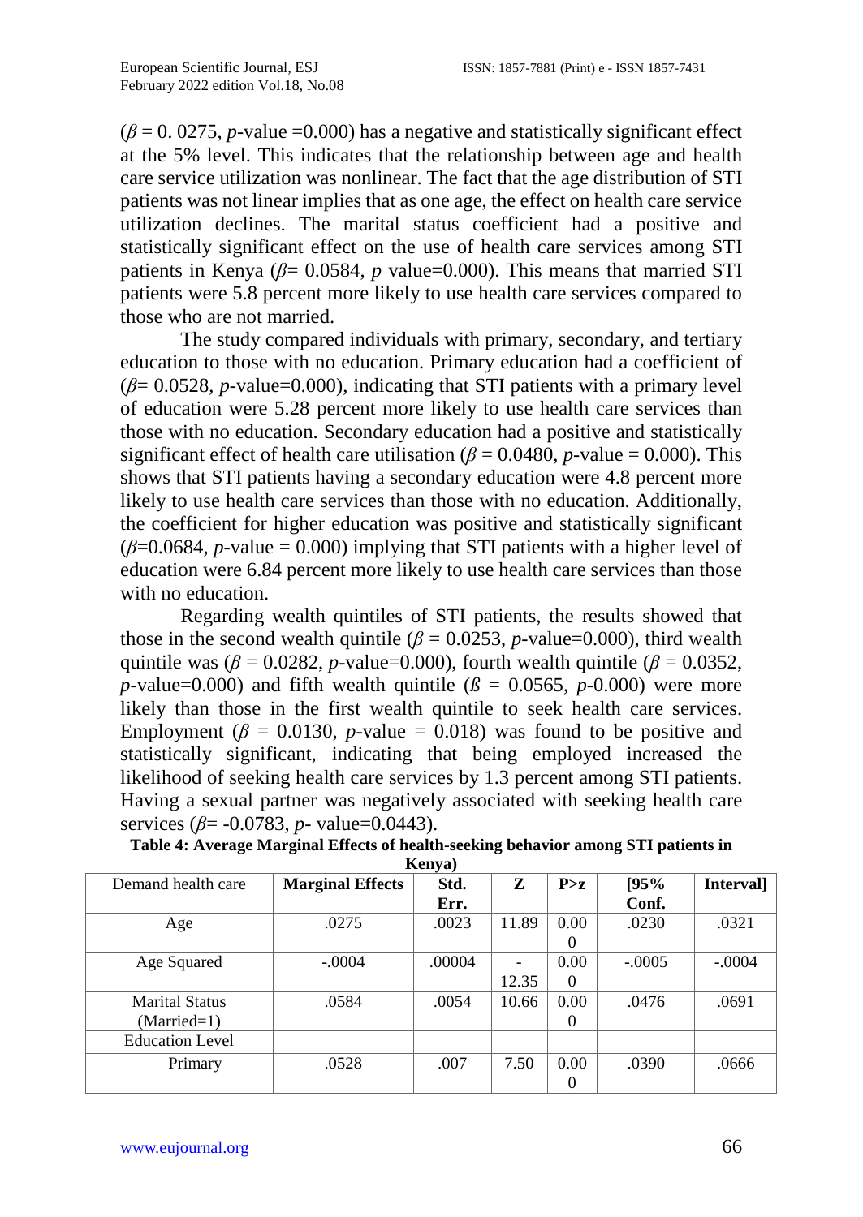($\beta$ = 0. 0275, *p*-value =0.000) has a negative and statistically significant effect at the 5% level. This indicates that the relationship between age and health care service utilization was nonlinear. The fact that the age distribution of STI patients was not linear implies that as one age, the effect on health care service utilization declines. The marital status coefficient had a positive and statistically significant effect on the use of health care services among STI patients in Kenya ($\beta$= 0.0584, *p* value=0.000). This means that married STI patients were 5.8 percent more likely to use health care services compared to those who are not married.

The study compared individuals with primary, secondary, and tertiary education to those with no education. Primary education had a coefficient of ($\beta$= 0.0528, *p*-value=0.000), indicating that STI patients with a primary level of education were 5.28 percent more likely to use health care services than those with no education. Secondary education had a positive and statistically significant effect of health care utilisation ($\beta$ = 0.0480, *p*-value = 0.000). This shows that STI patients having a secondary education were 4.8 percent more likely to use health care services than those with no education. Additionally, the coefficient for higher education was positive and statistically significant ($\beta$=0.0684, *p*-value = 0.000) implying that STI patients with a higher level of education were 6.84 percent more likely to use health care services than those with no education.

Regarding wealth quintiles of STI patients, the results showed that those in the second wealth quintile ($\beta$ = 0.0253, *p*-value=0.000), third wealth quintile was ($\beta$ = 0.0282, *p*-value=0.000), fourth wealth quintile ($\beta$ = 0.0352, *p*-value=0.000) and fifth wealth quintile ($\beta$ = 0.0565, *p*-0.000) were more likely than those in the first wealth quintile to seek health care services. Employment ($\beta$ = 0.0130, *p*-value = 0.018) was found to be positive and statistically significant, indicating that being employed increased the likelihood of seeking health care services by 1.3 percent among STI patients. Having a sexual partner was negatively associated with seeking health care services ($\beta$= -0.0783, *p*- value=0.0443).

**Table 4: Average Marginal Effects of health-seeking behavior among STI patients in Kenya)**

| Demand health care | **Marginal Effects** | **Std. Err.** | **Z** | **P>z** | **[95% Conf.** | **Interval]** |
|---|---|---|---|---|---|---|
| Age | .0275 | .0023 | 11.89 | 0.000 | .0230 | .0321 |
| Age Squared | -.0004 | .00004 | -12.35 | 0.000 | -.0005 | -.0004 |
| Marital Status (Married=1) | .0584 | .0054 | 10.66 | 0.000 | .0476 | .0691 |
| Education Level | | | | | | |
| Primary | .0528 | .007 | 7.50 | 0.000 | .0390 | .0666 |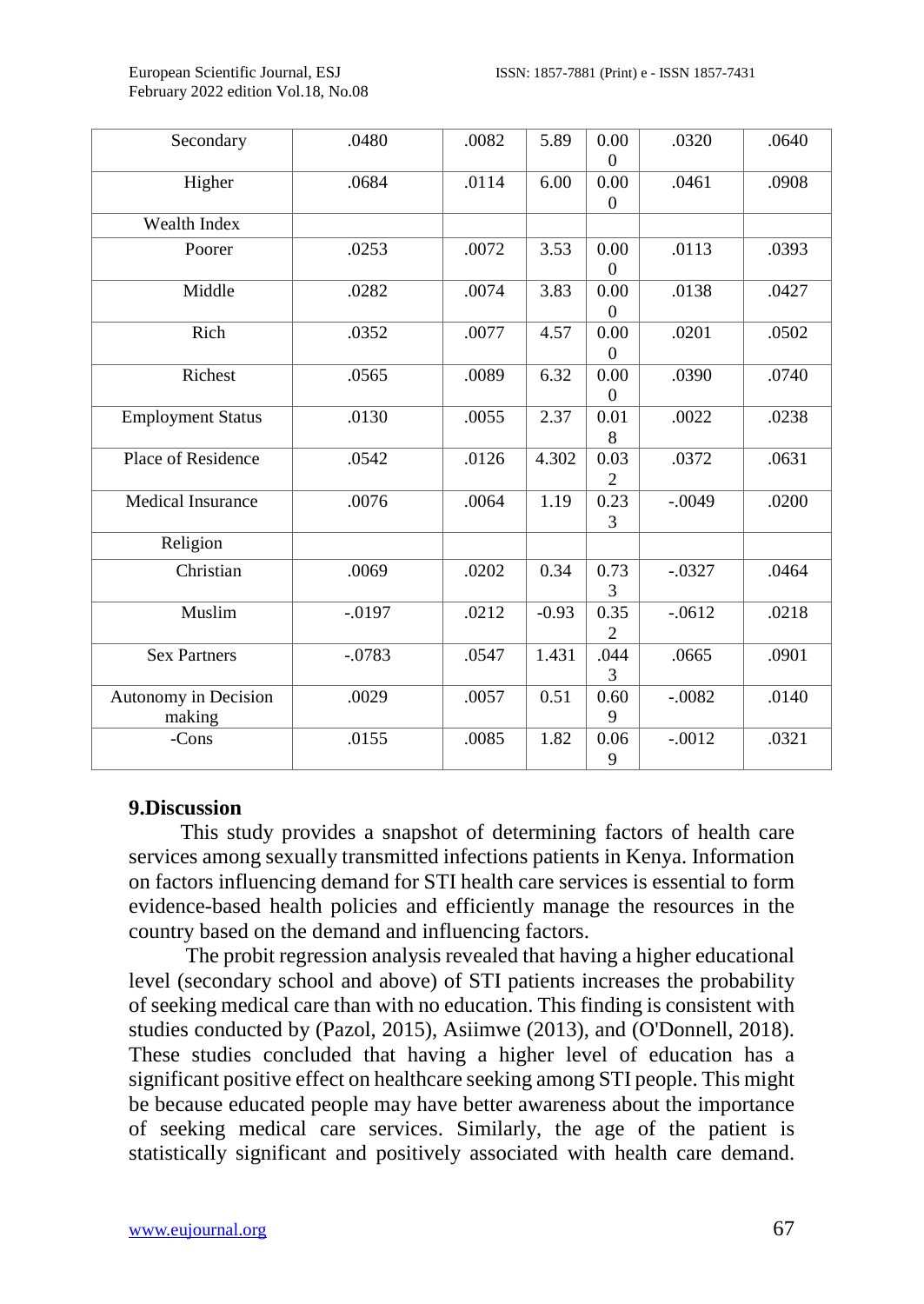| Secondary | .0480 | .0082 | 5.89 | 0.000 | .0320 | .0640 |
|---|---|---|---|---|---|---|
| Higher | .0684 | .0114 | 6.00 | 0.000 | .0461 | .0908 |
| Wealth Index | | | | | | |
| Poorer | .0253 | .0072 | 3.53 | 0.000 | .0113 | .0393 |
| Middle | .0282 | .0074 | 3.83 | 0.000 | .0138 | .0427 |
| Rich | .0352 | .0077 | 4.57 | 0.000 | .0201 | .0502 |
| Richest | .0565 | .0089 | 6.32 | 0.000 | .0390 | .0740 |
| Employment Status | .0130 | .0055 | 2.37 | 0.018 | .0022 | .0238 |
| Place of Residence | .0542 | .0126 | 4.302 | 0.032 | .0372 | .0631 |
| Medical Insurance | .0076 | .0064 | 1.19 | 0.233 | -.0049 | .0200 |
| Religion | | | | | | |
| Christian | .0069 | .0202 | 0.34 | 0.733 | -.0327 | .0464 |
| Muslim | -.0197 | .0212 | -0.93 | 0.352 | -.0612 | .0218 |
| Sex Partners | -.0783 | .0547 | 1.431 | .0443 | .0665 | .0901 |
| Autonomy in Decision making | .0029 | .0057 | 0.51 | 0.609 | -.0082 | .0140 |
| -Cons | .0155 | .0085 | 1.82 | 0.069 | -.0012 | .0321 |

## 9.Discussion

This study provides a snapshot of determining factors of health care services among sexually transmitted infections patients in Kenya. Information on factors influencing demand for STI health care services is essential to form evidence-based health policies and efficiently manage the resources in the country based on the demand and influencing factors.

The probit regression analysis revealed that having a higher educational level (secondary school and above) of STI patients increases the probability of seeking medical care than with no education. This finding is consistent with studies conducted by (Pazol, 2015), Asiimwe (2013), and (O'Donnell, 2018). These studies concluded that having a higher level of education has a significant positive effect on healthcare seeking among STI people. This might be because educated people may have better awareness about the importance of seeking medical care services. Similarly, the age of the patient is statistically significant and positively associated with health care demand.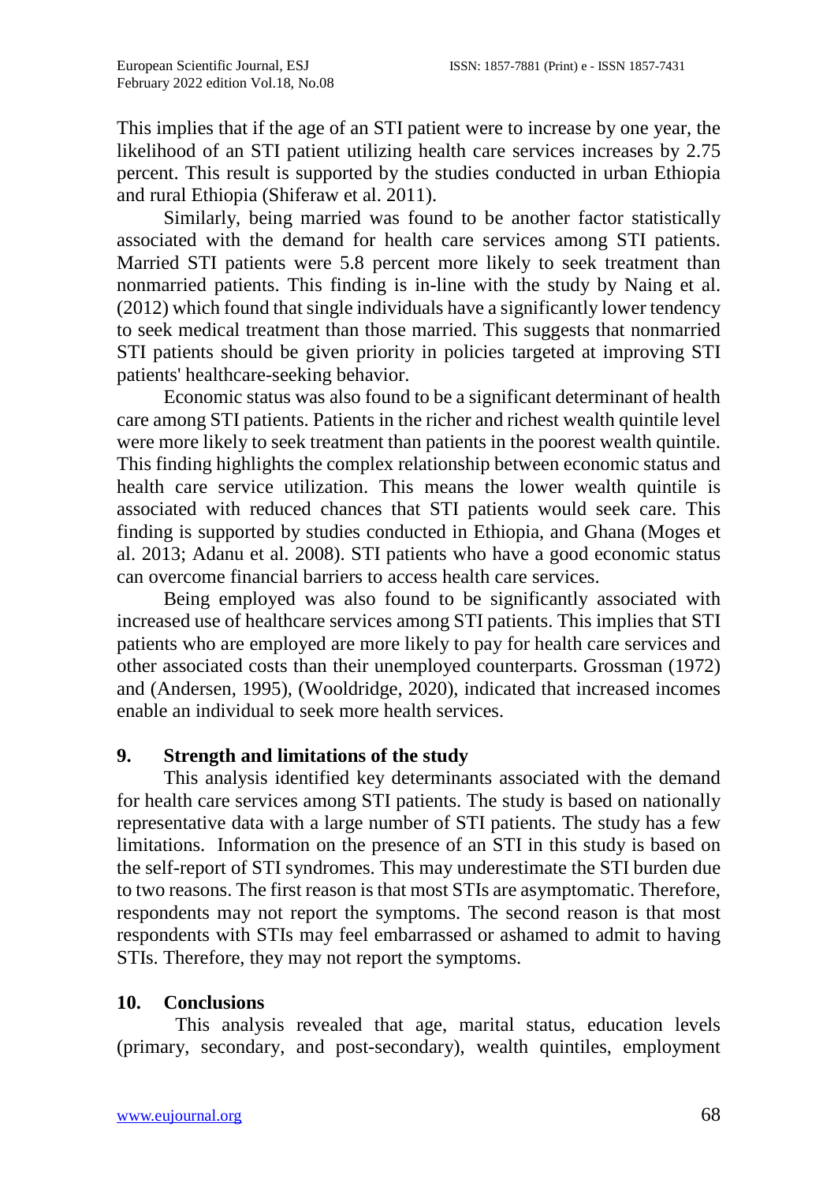This implies that if the age of an STI patient were to increase by one year, the likelihood of an STI patient utilizing health care services increases by 2.75 percent. This result is supported by the studies conducted in urban Ethiopia and rural Ethiopia (Shiferaw et al. 2011).

Similarly, being married was found to be another factor statistically associated with the demand for health care services among STI patients. Married STI patients were 5.8 percent more likely to seek treatment than nonmarried patients. This finding is in-line with the study by Naing et al. (2012) which found that single individuals have a significantly lower tendency to seek medical treatment than those married. This suggests that nonmarried STI patients should be given priority in policies targeted at improving STI patients' healthcare-seeking behavior.

Economic status was also found to be a significant determinant of health care among STI patients. Patients in the richer and richest wealth quintile level were more likely to seek treatment than patients in the poorest wealth quintile. This finding highlights the complex relationship between economic status and health care service utilization. This means the lower wealth quintile is associated with reduced chances that STI patients would seek care. This finding is supported by studies conducted in Ethiopia, and Ghana (Moges et al. 2013; Adanu et al. 2008). STI patients who have a good economic status can overcome financial barriers to access health care services.

Being employed was also found to be significantly associated with increased use of healthcare services among STI patients. This implies that STI patients who are employed are more likely to pay for health care services and other associated costs than their unemployed counterparts. Grossman (1972) and (Andersen, 1995), (Wooldridge, 2020), indicated that increased incomes enable an individual to seek more health services.

## 9. Strength and limitations of the study

This analysis identified key determinants associated with the demand for health care services among STI patients. The study is based on nationally representative data with a large number of STI patients. The study has a few limitations. Information on the presence of an STI in this study is based on the self-report of STI syndromes. This may underestimate the STI burden due to two reasons. The first reason is that most STIs are asymptomatic. Therefore, respondents may not report the symptoms. The second reason is that most respondents with STIs may feel embarrassed or ashamed to admit to having STIs. Therefore, they may not report the symptoms.

## 10. Conclusions

This analysis revealed that age, marital status, education levels (primary, secondary, and post-secondary), wealth quintiles, employment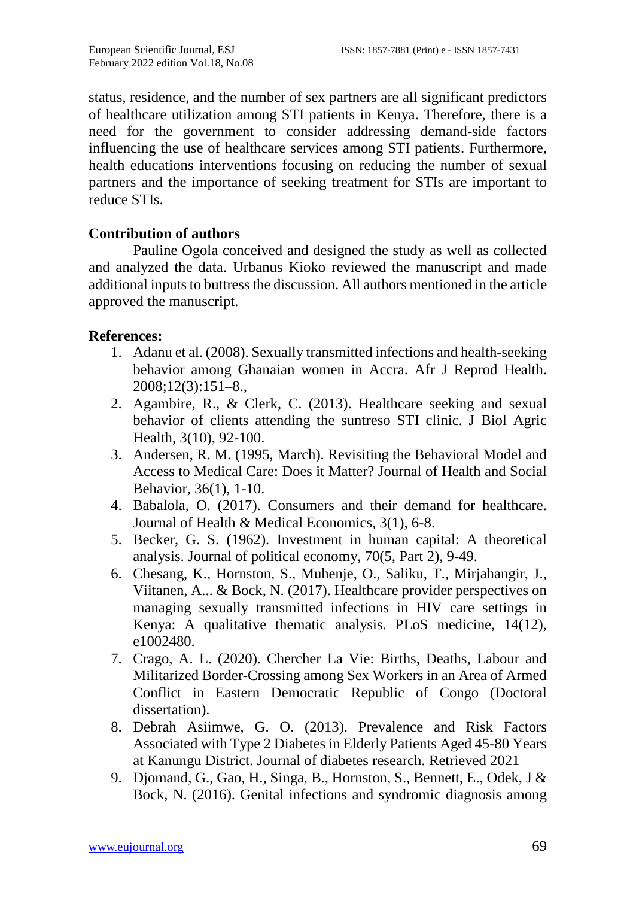status, residence, and the number of sex partners are all significant predictors of healthcare utilization among STI patients in Kenya. Therefore, there is a need for the government to consider addressing demand-side factors influencing the use of healthcare services among STI patients. Furthermore, health educations interventions focusing on reducing the number of sexual partners and the importance of seeking treatment for STIs are important to reduce STIs.

## Contribution of authors

Pauline Ogola conceived and designed the study as well as collected and analyzed the data. Urbanus Kioko reviewed the manuscript and made additional inputs to buttress the discussion. All authors mentioned in the article approved the manuscript.

## References:

1. Adanu et al. (2008). Sexually transmitted infections and health-seeking behavior among Ghanaian women in Accra. Afr J Reprod Health. 2008;12(3):151–8.,
2. Agambire, R., & Clerk, C. (2013). Healthcare seeking and sexual behavior of clients attending the suntreso STI clinic. J Biol Agric Health, 3(10), 92-100.
3. Andersen, R. M. (1995, March). Revisiting the Behavioral Model and Access to Medical Care: Does it Matter? Journal of Health and Social Behavior, 36(1), 1-10.
4. Babalola, O. (2017). Consumers and their demand for healthcare. Journal of Health & Medical Economics, 3(1), 6-8.
5. Becker, G. S. (1962). Investment in human capital: A theoretical analysis. Journal of political economy, 70(5, Part 2), 9-49.
6. Chesang, K., Hornston, S., Muhenje, O., Saliku, T., Mirjahangir, J., Viitanen, A... & Bock, N. (2017). Healthcare provider perspectives on managing sexually transmitted infections in HIV care settings in Kenya: A qualitative thematic analysis. PLoS medicine, 14(12), e1002480.
7. Crago, A. L. (2020). Chercher La Vie: Births, Deaths, Labour and Militarized Border-Crossing among Sex Workers in an Area of Armed Conflict in Eastern Democratic Republic of Congo (Doctoral dissertation).
8. Debrah Asiimwe, G. O. (2013). Prevalence and Risk Factors Associated with Type 2 Diabetes in Elderly Patients Aged 45-80 Years at Kanungu District. Journal of diabetes research. Retrieved 2021
9. Djomand, G., Gao, H., Singa, B., Hornston, S., Bennett, E., Odek, J & Bock, N. (2016). Genital infections and syndromic diagnosis among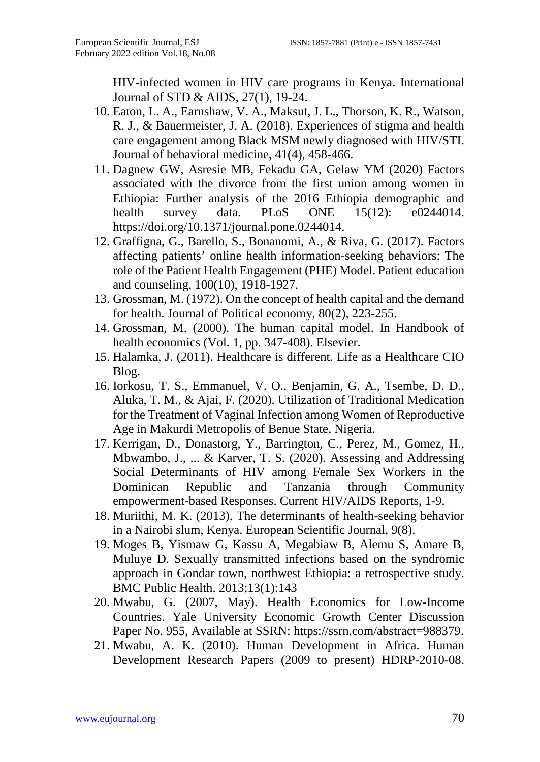HIV-infected women in HIV care programs in Kenya. International Journal of STD & AIDS, 27(1), 19-24.

10. Eaton, L. A., Earnshaw, V. A., Maksut, J. L., Thorson, K. R., Watson, R. J., & Bauermeister, J. A. (2018). Experiences of stigma and health care engagement among Black MSM newly diagnosed with HIV/STI. Journal of behavioral medicine, 41(4), 458-466.
11. Dagnew GW, Asresie MB, Fekadu GA, Gelaw YM (2020) Factors associated with the divorce from the first union among women in Ethiopia: Further analysis of the 2016 Ethiopia demographic and health survey data. PLoS ONE 15(12): e0244014. https://doi.org/10.1371/journal.pone.0244014.
12. Graffigna, G., Barello, S., Bonanomi, A., & Riva, G. (2017). Factors affecting patients' online health information-seeking behaviors: The role of the Patient Health Engagement (PHE) Model. Patient education and counseling, 100(10), 1918-1927.
13. Grossman, M. (1972). On the concept of health capital and the demand for health. Journal of Political economy, 80(2), 223-255.
14. Grossman, M. (2000). The human capital model. In Handbook of health economics (Vol. 1, pp. 347-408). Elsevier.
15. Halamka, J. (2011). Healthcare is different. Life as a Healthcare CIO Blog.
16. Iorkosu, T. S., Emmanuel, V. O., Benjamin, G. A., Tsembe, D. D., Aluka, T. M., & Ajai, F. (2020). Utilization of Traditional Medication for the Treatment of Vaginal Infection among Women of Reproductive Age in Makurdi Metropolis of Benue State, Nigeria.
17. Kerrigan, D., Donastorg, Y., Barrington, C., Perez, M., Gomez, H., Mbwambo, J., ... & Karver, T. S. (2020). Assessing and Addressing Social Determinants of HIV among Female Sex Workers in the Dominican Republic and Tanzania through Community empowerment-based Responses. Current HIV/AIDS Reports, 1-9.
18. Muriithi, M. K. (2013). The determinants of health-seeking behavior in a Nairobi slum, Kenya. European Scientific Journal, 9(8).
19. Moges B, Yismaw G, Kassu A, Megabiaw B, Alemu S, Amare B, Muluye D. Sexually transmitted infections based on the syndromic approach in Gondar town, northwest Ethiopia: a retrospective study. BMC Public Health. 2013;13(1):143
20. Mwabu, G. (2007, May). Health Economics for Low-Income Countries. Yale University Economic Growth Center Discussion Paper No. 955, Available at SSRN: https://ssrn.com/abstract=988379.
21. Mwabu, A. K. (2010). Human Development in Africa. Human Development Research Papers (2009 to present) HDRP-2010-08.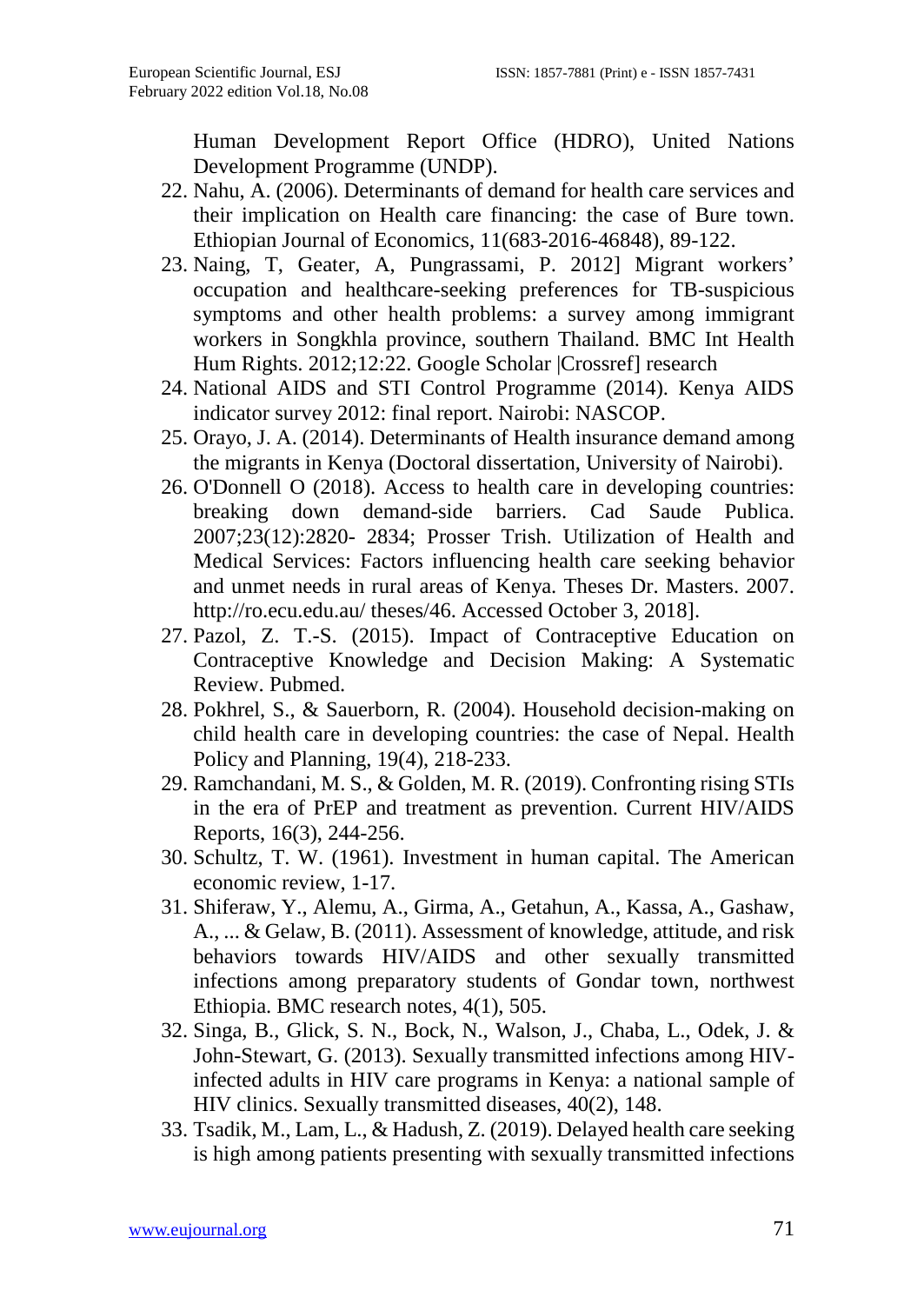Human Development Report Office (HDRO), United Nations Development Programme (UNDP).

22. Nahu, A. (2006). Determinants of demand for health care services and their implication on Health care financing: the case of Bure town. Ethiopian Journal of Economics, 11(683-2016-46848), 89-122.
23. Naing, T, Geater, A, Pungrassami, P. 2012] Migrant workers' occupation and healthcare-seeking preferences for TB-suspicious symptoms and other health problems: a survey among immigrant workers in Songkhla province, southern Thailand. BMC Int Health Hum Rights. 2012;12:22. Google Scholar |Crossref] research
24. National AIDS and STI Control Programme (2014). Kenya AIDS indicator survey 2012: final report. Nairobi: NASCOP.
25. Orayo, J. A. (2014). Determinants of Health insurance demand among the migrants in Kenya (Doctoral dissertation, University of Nairobi).
26. O'Donnell O (2018). Access to health care in developing countries: breaking down demand-side barriers. Cad Saude Publica. 2007;23(12):2820- 2834; Prosser Trish. Utilization of Health and Medical Services: Factors influencing health care seeking behavior and unmet needs in rural areas of Kenya. Theses Dr. Masters. 2007. http://ro.ecu.edu.au/ theses/46. Accessed October 3, 2018].
27. Pazol, Z. T.-S. (2015). Impact of Contraceptive Education on Contraceptive Knowledge and Decision Making: A Systematic Review. Pubmed.
28. Pokhrel, S., & Sauerborn, R. (2004). Household decision-making on child health care in developing countries: the case of Nepal. Health Policy and Planning, 19(4), 218-233.
29. Ramchandani, M. S., & Golden, M. R. (2019). Confronting rising STIs in the era of PrEP and treatment as prevention. Current HIV/AIDS Reports, 16(3), 244-256.
30. Schultz, T. W. (1961). Investment in human capital. The American economic review, 1-17.
31. Shiferaw, Y., Alemu, A., Girma, A., Getahun, A., Kassa, A., Gashaw, A., ... & Gelaw, B. (2011). Assessment of knowledge, attitude, and risk behaviors towards HIV/AIDS and other sexually transmitted infections among preparatory students of Gondar town, northwest Ethiopia. BMC research notes, 4(1), 505.
32. Singa, B., Glick, S. N., Bock, N., Walson, J., Chaba, L., Odek, J. & John-Stewart, G. (2013). Sexually transmitted infections among HIV-infected adults in HIV care programs in Kenya: a national sample of HIV clinics. Sexually transmitted diseases, 40(2), 148.
33. Tsadik, M., Lam, L., & Hadush, Z. (2019). Delayed health care seeking is high among patients presenting with sexually transmitted infections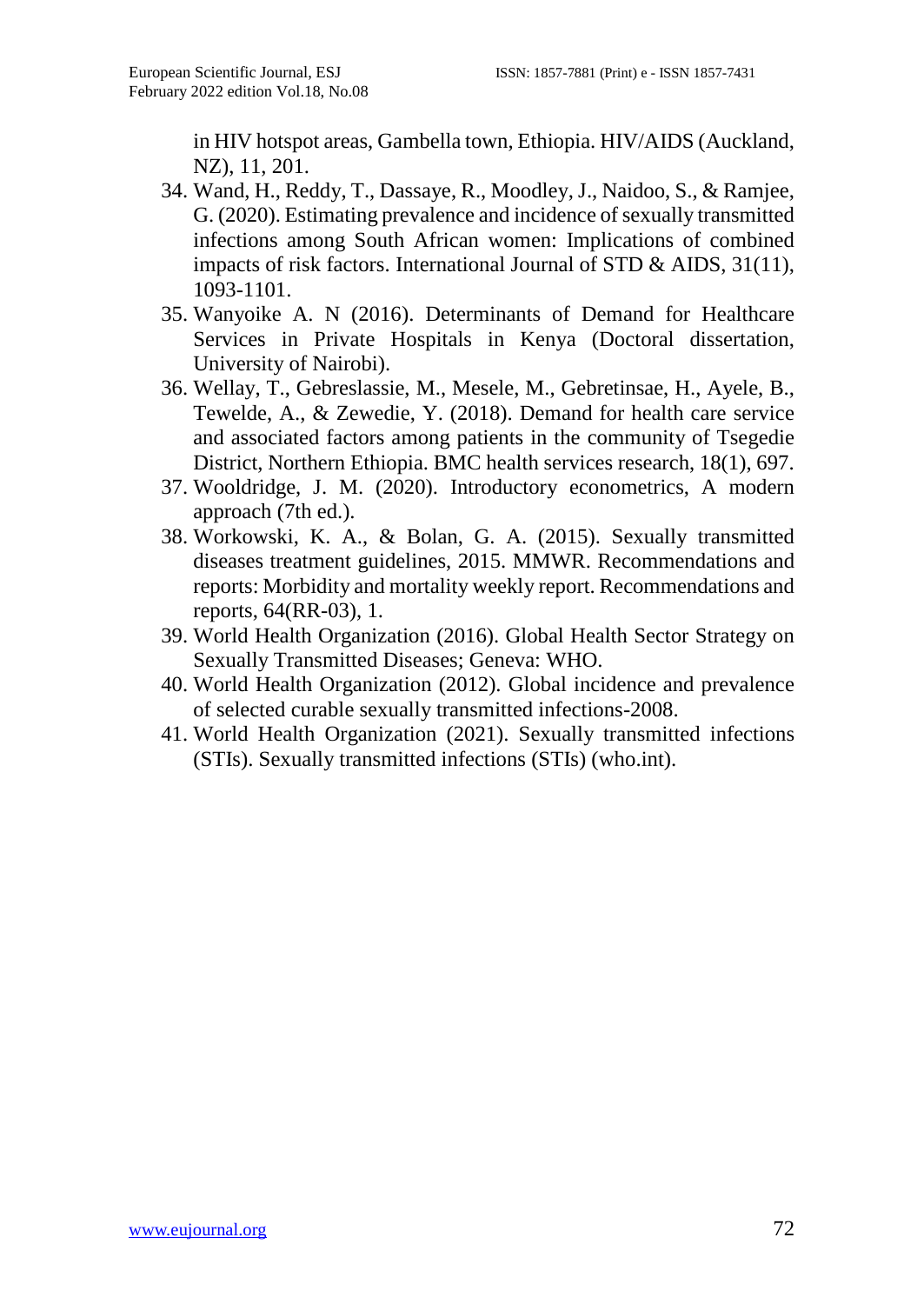in HIV hotspot areas, Gambella town, Ethiopia. HIV/AIDS (Auckland, NZ), 11, 201.

34. Wand, H., Reddy, T., Dassaye, R., Moodley, J., Naidoo, S., & Ramjee, G. (2020). Estimating prevalence and incidence of sexually transmitted infections among South African women: Implications of combined impacts of risk factors. International Journal of STD & AIDS, 31(11), 1093-1101.
35. Wanyoike A. N (2016). Determinants of Demand for Healthcare Services in Private Hospitals in Kenya (Doctoral dissertation, University of Nairobi).
36. Wellay, T., Gebreslassie, M., Mesele, M., Gebretinsae, H., Ayele, B., Tewelde, A., & Zewedie, Y. (2018). Demand for health care service and associated factors among patients in the community of Tsegedie District, Northern Ethiopia. BMC health services research, 18(1), 697.
37. Wooldridge, J. M. (2020). Introductory econometrics, A modern approach (7th ed.).
38. Workowski, K. A., & Bolan, G. A. (2015). Sexually transmitted diseases treatment guidelines, 2015. MMWR. Recommendations and reports: Morbidity and mortality weekly report. Recommendations and reports, 64(RR-03), 1.
39. World Health Organization (2016). Global Health Sector Strategy on Sexually Transmitted Diseases; Geneva: WHO.
40. World Health Organization (2012). Global incidence and prevalence of selected curable sexually transmitted infections-2008.
41. World Health Organization (2021). Sexually transmitted infections (STIs). Sexually transmitted infections (STIs) (who.int).